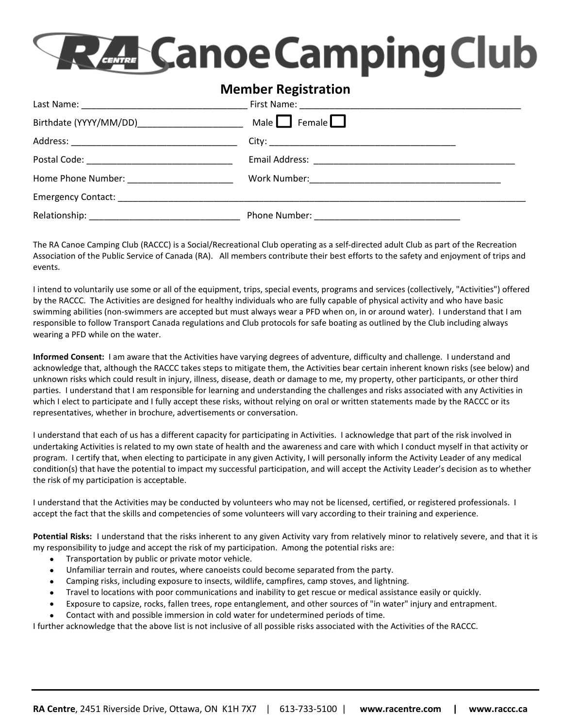# RA Canoe Camping Club

## Member Registration

Last Name: ________________________________ First Name: ___________________________________________

Birthdate (YYYY/MM/DD)____________________ Male ☐ Female ☐

Address: ________________________________ City: ____________________________________

Postal Code: _____________________________ Email Address: ________________________________________

Home Phone Number: ____________________ Work Number:_____________________________________

Emergency Contact: _____________________________________________________________________________

Relationship: _____________________________ Phone Number: ____________________________

The RA Canoe Camping Club (RACCC) is a Social/Recreational Club operating as a self-directed adult Club as part of the Recreation Association of the Public Service of Canada (RA). All members contribute their best efforts to the safety and enjoyment of trips and events.

I intend to voluntarily use some or all of the equipment, trips, special events, programs and services (collectively, "Activities") offered by the RACCC. The Activities are designed for healthy individuals who are fully capable of physical activity and who have basic swimming abilities (non-swimmers are accepted but must always wear a PFD when on, in or around water). I understand that I am responsible to follow Transport Canada regulations and Club protocols for safe boating as outlined by the Club including always wearing a PFD while on the water.

**Informed Consent:** I am aware that the Activities have varying degrees of adventure, difficulty and challenge. I understand and acknowledge that, although the RACCC takes steps to mitigate them, the Activities bear certain inherent known risks (see below) and unknown risks which could result in injury, illness, disease, death or damage to me, my property, other participants, or other third parties. I understand that I am responsible for learning and understanding the challenges and risks associated with any Activities in which I elect to participate and I fully accept these risks, without relying on oral or written statements made by the RACCC or its representatives, whether in brochure, advertisements or conversation.

I understand that each of us has a different capacity for participating in Activities. I acknowledge that part of the risk involved in undertaking Activities is related to my own state of health and the awareness and care with which I conduct myself in that activity or program. I certify that, when electing to participate in any given Activity, I will personally inform the Activity Leader of any medical condition(s) that have the potential to impact my successful participation, and will accept the Activity Leader's decision as to whether the risk of my participation is acceptable.

I understand that the Activities may be conducted by volunteers who may not be licensed, certified, or registered professionals. I accept the fact that the skills and competencies of some volunteers will vary according to their training and experience.

**Potential Risks:** I understand that the risks inherent to any given Activity vary from relatively minor to relatively severe, and that it is my responsibility to judge and accept the risk of my participation. Among the potential risks are:

- Transportation by public or private motor vehicle.
- Unfamiliar terrain and routes, where canoeists could become separated from the party.
- Camping risks, including exposure to insects, wildlife, campfires, camp stoves, and lightning.
- Travel to locations with poor communications and inability to get rescue or medical assistance easily or quickly.
- Exposure to capsize, rocks, fallen trees, rope entanglement, and other sources of "in water" injury and entrapment.
- Contact with and possible immersion in cold water for undetermined periods of time.

I further acknowledge that the above list is not inclusive of all possible risks associated with the Activities of the RACCC.

**RA Centre**, 2451 Riverside Drive, Ottawa, ON K1H 7X7 | 613-733-5100 | **www.racentre.com** | **www.raccc.ca**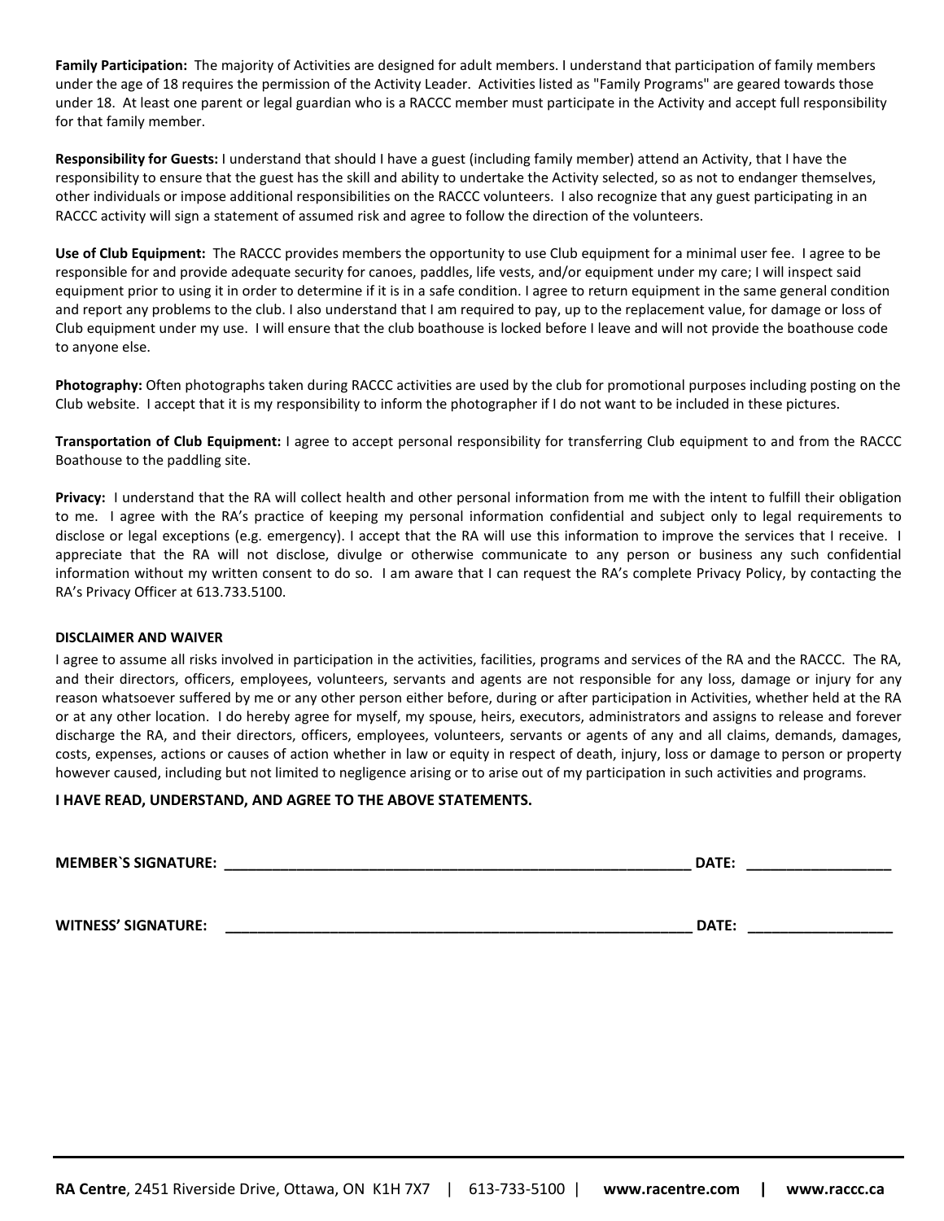**Family Participation:** The majority of Activities are designed for adult members. I understand that participation of family members under the age of 18 requires the permission of the Activity Leader. Activities listed as "Family Programs" are geared towards those under 18. At least one parent or legal guardian who is a RACCC member must participate in the Activity and accept full responsibility for that family member.

**Responsibility for Guests:** I understand that should I have a guest (including family member) attend an Activity, that I have the responsibility to ensure that the guest has the skill and ability to undertake the Activity selected, so as not to endanger themselves, other individuals or impose additional responsibilities on the RACCC volunteers. I also recognize that any guest participating in an RACCC activity will sign a statement of assumed risk and agree to follow the direction of the volunteers.

**Use of Club Equipment:** The RACCC provides members the opportunity to use Club equipment for a minimal user fee. I agree to be responsible for and provide adequate security for canoes, paddles, life vests, and/or equipment under my care; I will inspect said equipment prior to using it in order to determine if it is in a safe condition. I agree to return equipment in the same general condition and report any problems to the club. I also understand that I am required to pay, up to the replacement value, for damage or loss of Club equipment under my use. I will ensure that the club boathouse is locked before I leave and will not provide the boathouse code to anyone else.

**Photography:** Often photographs taken during RACCC activities are used by the club for promotional purposes including posting on the Club website. I accept that it is my responsibility to inform the photographer if I do not want to be included in these pictures.

**Transportation of Club Equipment:** I agree to accept personal responsibility for transferring Club equipment to and from the RACCC Boathouse to the paddling site.

**Privacy:** I understand that the RA will collect health and other personal information from me with the intent to fulfill their obligation to me. I agree with the RA's practice of keeping my personal information confidential and subject only to legal requirements to disclose or legal exceptions (e.g. emergency). I accept that the RA will use this information to improve the services that I receive. I appreciate that the RA will not disclose, divulge or otherwise communicate to any person or business any such confidential information without my written consent to do so. I am aware that I can request the RA's complete Privacy Policy, by contacting the RA's Privacy Officer at 613.733.5100.

**DISCLAIMER AND WAIVER**

I agree to assume all risks involved in participation in the activities, facilities, programs and services of the RA and the RACCC. The RA, and their directors, officers, employees, volunteers, servants and agents are not responsible for any loss, damage or injury for any reason whatsoever suffered by me or any other person either before, during or after participation in Activities, whether held at the RA or at any other location. I do hereby agree for myself, my spouse, heirs, executors, administrators and assigns to release and forever discharge the RA, and their directors, officers, employees, volunteers, servants or agents of any and all claims, demands, damages, costs, expenses, actions or causes of action whether in law or equity in respect of death, injury, loss or damage to person or property however caused, including but not limited to negligence arising or to arise out of my participation in such activities and programs.

**I HAVE READ, UNDERSTAND, AND AGREE TO THE ABOVE STATEMENTS.**

**MEMBER`S SIGNATURE:** ____________________________________________ **DATE:** ______________

**WITNESS' SIGNATURE:** ____________________________________________ **DATE:** ______________

**RA Centre**, 2451 Riverside Drive, Ottawa, ON K1H 7X7 | 613-733-5100 | **www.racentre.com** | **www.raccc.ca**